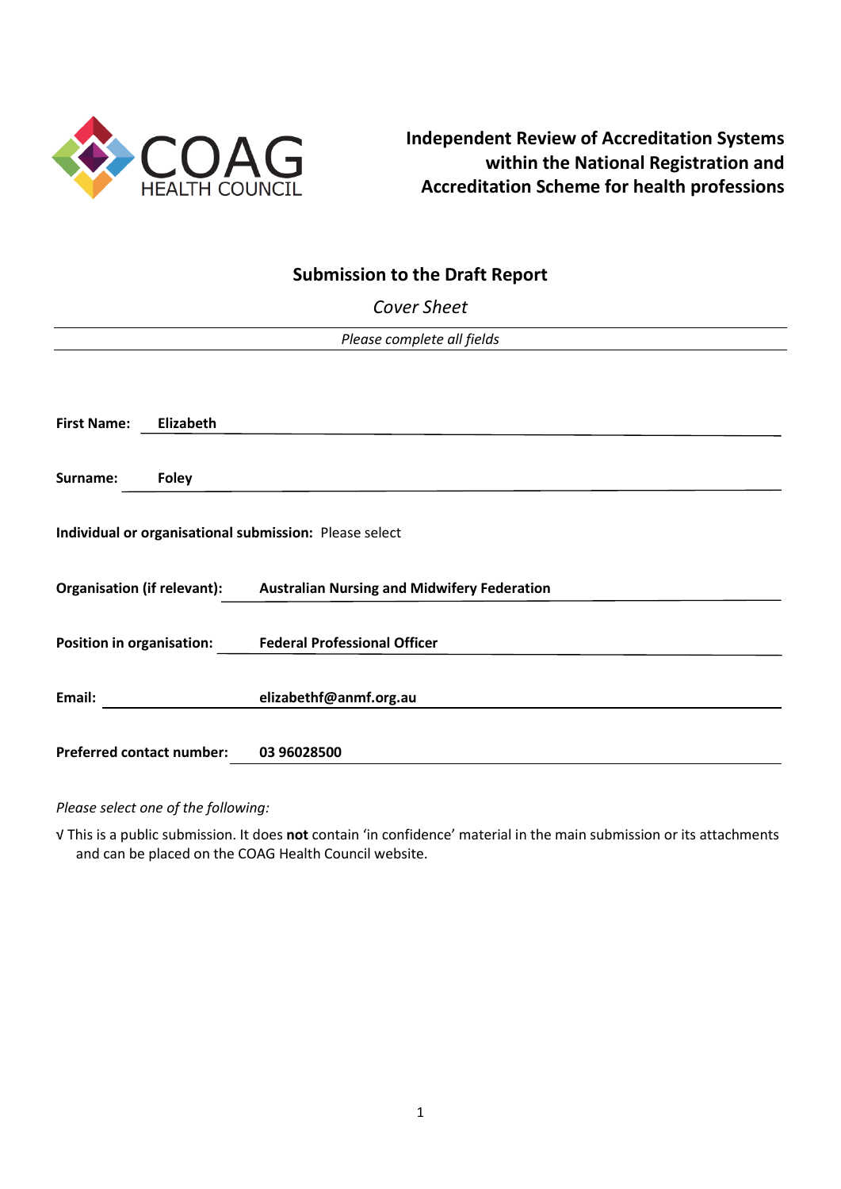COAG HEALTH COUNCIL

# Independent Review of Accreditation Systems within the National Registration and Accreditation Scheme for health professions

## Submission to the Draft Report

*Cover Sheet*

*Please complete all fields*

**First Name:** **Elizabeth**

**Surname:** **Foley**

**Individual or organisational submission:** Please select

**Organisation (if relevant):** **Australian Nursing and Midwifery Federation**

**Position in organisation:** **Federal Professional Officer**

**Email:** **elizabethf@anmf.org.au**

**Preferred contact number:** **03 96028500**

*Please select one of the following:*

√ This is a public submission. It does **not** contain 'in confidence' material in the main submission or its attachments and can be placed on the COAG Health Council website.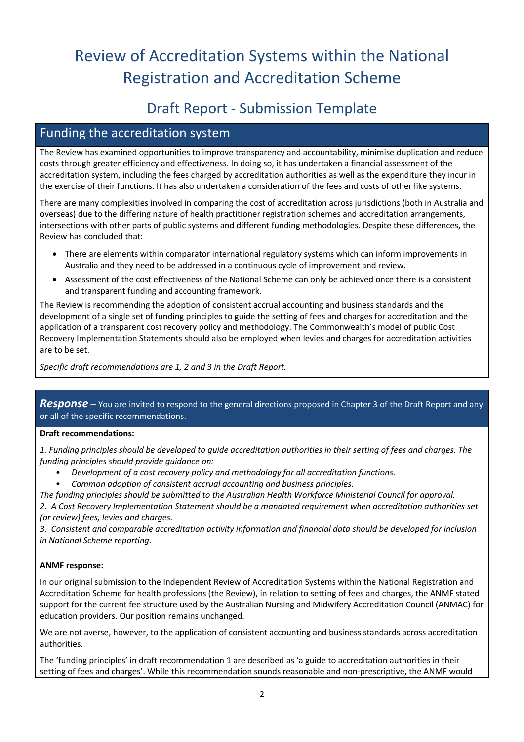# Review of Accreditation Systems within the National Registration and Accreditation Scheme

## Draft Report - Submission Template

## Funding the accreditation system

The Review has examined opportunities to improve transparency and accountability, minimise duplication and reduce costs through greater efficiency and effectiveness. In doing so, it has undertaken a financial assessment of the accreditation system, including the fees charged by accreditation authorities as well as the expenditure they incur in the exercise of their functions. It has also undertaken a consideration of the fees and costs of other like systems.

There are many complexities involved in comparing the cost of accreditation across jurisdictions (both in Australia and overseas) due to the differing nature of health practitioner registration schemes and accreditation arrangements, intersections with other parts of public systems and different funding methodologies. Despite these differences, the Review has concluded that:

- There are elements within comparator international regulatory systems which can inform improvements in Australia and they need to be addressed in a continuous cycle of improvement and review.
- Assessment of the cost effectiveness of the National Scheme can only be achieved once there is a consistent and transparent funding and accounting framework.

The Review is recommending the adoption of consistent accrual accounting and business standards and the development of a single set of funding principles to guide the setting of fees and charges for accreditation and the application of a transparent cost recovery policy and methodology. The Commonwealth's model of public Cost Recovery Implementation Statements should also be employed when levies and charges for accreditation activities are to be set.

*Specific draft recommendations are 1, 2 and 3 in the Draft Report.*

***Response*** – You are invited to respond to the general directions proposed in Chapter 3 of the Draft Report and any or all of the specific recommendations.

**Draft recommendations:**

*1. Funding principles should be developed to guide accreditation authorities in their setting of fees and charges. The funding principles should provide guidance on:*

- *Development of a cost recovery policy and methodology for all accreditation functions.*
- *Common adoption of consistent accrual accounting and business principles.*

*The funding principles should be submitted to the Australian Health Workforce Ministerial Council for approval.*

*2. A Cost Recovery Implementation Statement should be a mandated requirement when accreditation authorities set (or review) fees, levies and charges.*

*3. Consistent and comparable accreditation activity information and financial data should be developed for inclusion in National Scheme reporting.*

**ANMF response:**

In our original submission to the Independent Review of Accreditation Systems within the National Registration and Accreditation Scheme for health professions (the Review), in relation to setting of fees and charges, the ANMF stated support for the current fee structure used by the Australian Nursing and Midwifery Accreditation Council (ANMAC) for education providers. Our position remains unchanged.

We are not averse, however, to the application of consistent accounting and business standards across accreditation authorities.

The 'funding principles' in draft recommendation 1 are described as 'a guide to accreditation authorities in their setting of fees and charges'. While this recommendation sounds reasonable and non-prescriptive, the ANMF would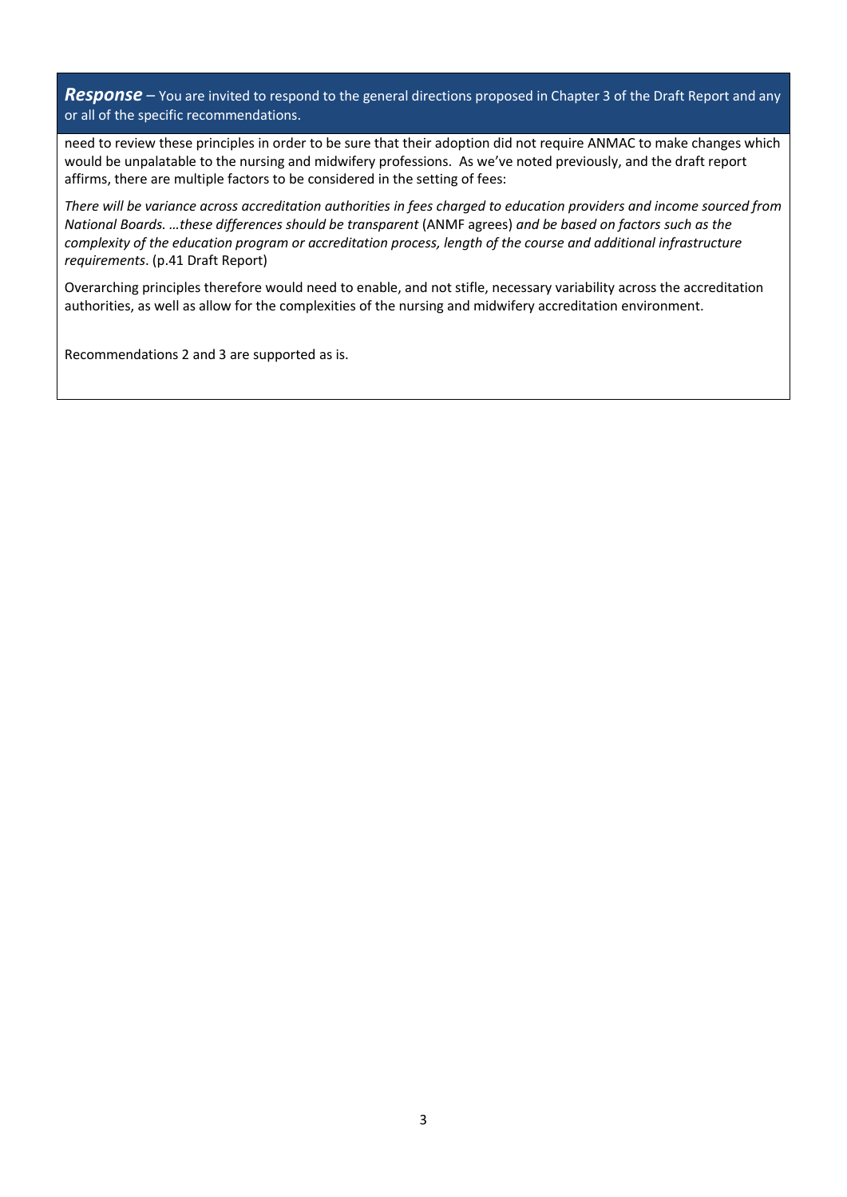***Response*** – You are invited to respond to the general directions proposed in Chapter 3 of the Draft Report and any or all of the specific recommendations.

need to review these principles in order to be sure that their adoption did not require ANMAC to make changes which would be unpalatable to the nursing and midwifery professions. As we've noted previously, and the draft report affirms, there are multiple factors to be considered in the setting of fees:

*There will be variance across accreditation authorities in fees charged to education providers and income sourced from National Boards. …these differences should be transparent* (ANMF agrees) *and be based on factors such as the complexity of the education program or accreditation process, length of the course and additional infrastructure requirements*. (p.41 Draft Report)

Overarching principles therefore would need to enable, and not stifle, necessary variability across the accreditation authorities, as well as allow for the complexities of the nursing and midwifery accreditation environment.

Recommendations 2 and 3 are supported as is.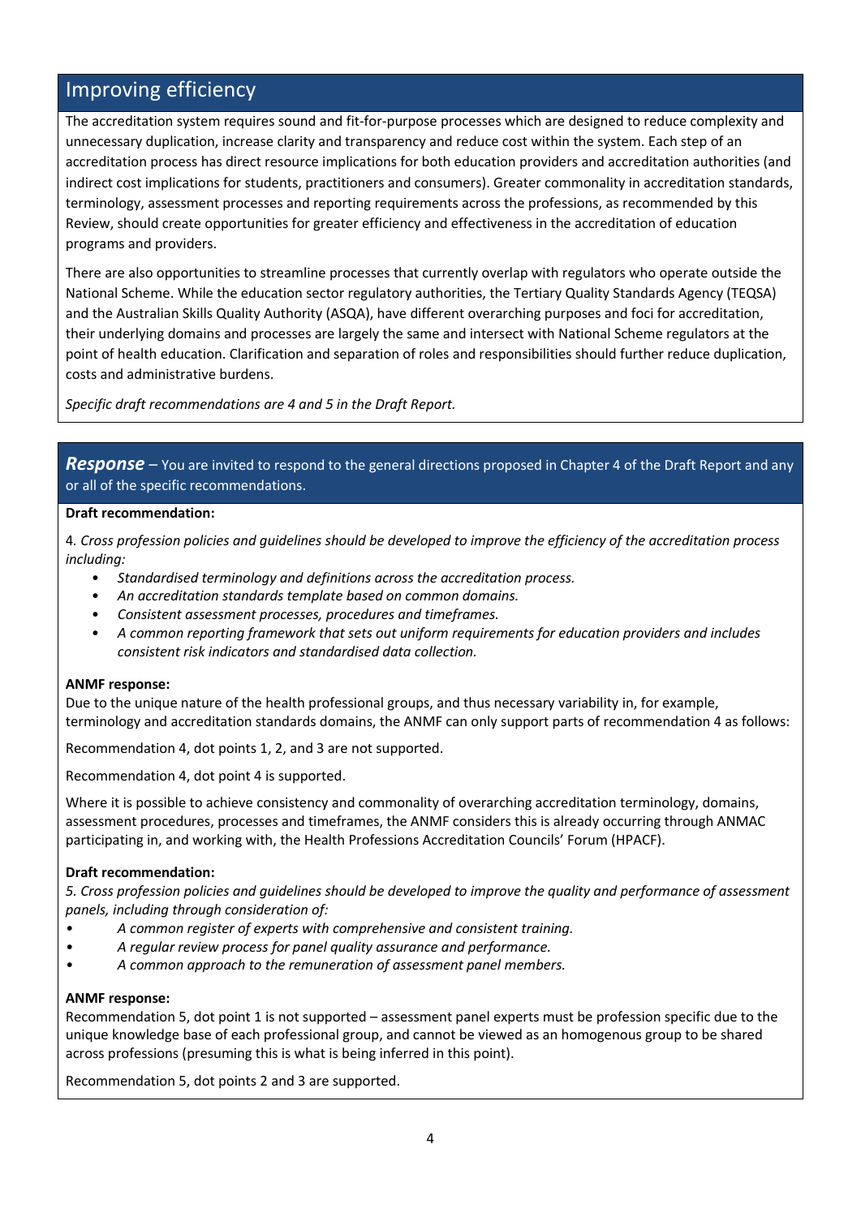## Improving efficiency

The accreditation system requires sound and fit-for-purpose processes which are designed to reduce complexity and unnecessary duplication, increase clarity and transparency and reduce cost within the system. Each step of an accreditation process has direct resource implications for both education providers and accreditation authorities (and indirect cost implications for students, practitioners and consumers). Greater commonality in accreditation standards, terminology, assessment processes and reporting requirements across the professions, as recommended by this Review, should create opportunities for greater efficiency and effectiveness in the accreditation of education programs and providers.

There are also opportunities to streamline processes that currently overlap with regulators who operate outside the National Scheme. While the education sector regulatory authorities, the Tertiary Quality Standards Agency (TEQSA) and the Australian Skills Quality Authority (ASQA), have different overarching purposes and foci for accreditation, their underlying domains and processes are largely the same and intersect with National Scheme regulators at the point of health education. Clarification and separation of roles and responsibilities should further reduce duplication, costs and administrative burdens.

*Specific draft recommendations are 4 and 5 in the Draft Report.*

***Response*** – You are invited to respond to the general directions proposed in Chapter 4 of the Draft Report and any or all of the specific recommendations.

**Draft recommendation:**

4. *Cross profession policies and guidelines should be developed to improve the efficiency of the accreditation process including:*

- *Standardised terminology and definitions across the accreditation process.*
- *An accreditation standards template based on common domains.*
- *Consistent assessment processes, procedures and timeframes.*
- *A common reporting framework that sets out uniform requirements for education providers and includes consistent risk indicators and standardised data collection.*

**ANMF response:**

Due to the unique nature of the health professional groups, and thus necessary variability in, for example, terminology and accreditation standards domains, the ANMF can only support parts of recommendation 4 as follows:

Recommendation 4, dot points 1, 2, and 3 are not supported.

Recommendation 4, dot point 4 is supported.

Where it is possible to achieve consistency and commonality of overarching accreditation terminology, domains, assessment procedures, processes and timeframes, the ANMF considers this is already occurring through ANMAC participating in, and working with, the Health Professions Accreditation Councils' Forum (HPACF).

**Draft recommendation:**

*5. Cross profession policies and guidelines should be developed to improve the quality and performance of assessment panels, including through consideration of:*

- *A common register of experts with comprehensive and consistent training.*
- *A regular review process for panel quality assurance and performance.*
- *A common approach to the remuneration of assessment panel members.*

**ANMF response:**

Recommendation 5, dot point 1 is not supported – assessment panel experts must be profession specific due to the unique knowledge base of each professional group, and cannot be viewed as an homogenous group to be shared across professions (presuming this is what is being inferred in this point).

Recommendation 5, dot points 2 and 3 are supported.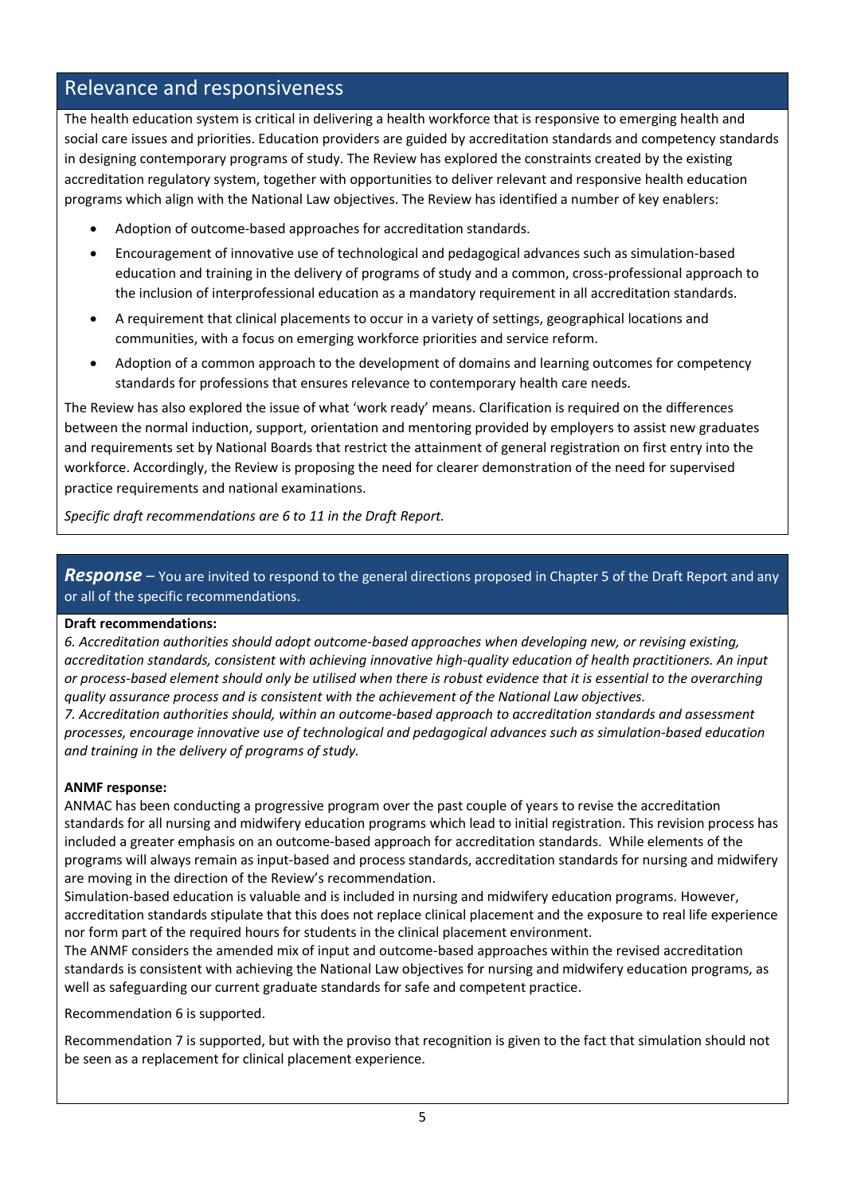## Relevance and responsiveness

The health education system is critical in delivering a health workforce that is responsive to emerging health and social care issues and priorities. Education providers are guided by accreditation standards and competency standards in designing contemporary programs of study. The Review has explored the constraints created by the existing accreditation regulatory system, together with opportunities to deliver relevant and responsive health education programs which align with the National Law objectives. The Review has identified a number of key enablers:

- Adoption of outcome-based approaches for accreditation standards.
- Encouragement of innovative use of technological and pedagogical advances such as simulation-based education and training in the delivery of programs of study and a common, cross-professional approach to the inclusion of interprofessional education as a mandatory requirement in all accreditation standards.
- A requirement that clinical placements to occur in a variety of settings, geographical locations and communities, with a focus on emerging workforce priorities and service reform.
- Adoption of a common approach to the development of domains and learning outcomes for competency standards for professions that ensures relevance to contemporary health care needs.

The Review has also explored the issue of what 'work ready' means. Clarification is required on the differences between the normal induction, support, orientation and mentoring provided by employers to assist new graduates and requirements set by National Boards that restrict the attainment of general registration on first entry into the workforce. Accordingly, the Review is proposing the need for clearer demonstration of the need for supervised practice requirements and national examinations.

*Specific draft recommendations are 6 to 11 in the Draft Report.*

***Response*** – You are invited to respond to the general directions proposed in Chapter 5 of the Draft Report and any or all of the specific recommendations.

**Draft recommendations:**

*6. Accreditation authorities should adopt outcome-based approaches when developing new, or revising existing, accreditation standards, consistent with achieving innovative high-quality education of health practitioners. An input or process-based element should only be utilised when there is robust evidence that it is essential to the overarching quality assurance process and is consistent with the achievement of the National Law objectives.*

*7. Accreditation authorities should, within an outcome-based approach to accreditation standards and assessment processes, encourage innovative use of technological and pedagogical advances such as simulation-based education and training in the delivery of programs of study.*

**ANMF response:**

ANMAC has been conducting a progressive program over the past couple of years to revise the accreditation standards for all nursing and midwifery education programs which lead to initial registration. This revision process has included a greater emphasis on an outcome-based approach for accreditation standards. While elements of the programs will always remain as input-based and process standards, accreditation standards for nursing and midwifery are moving in the direction of the Review's recommendation.

Simulation-based education is valuable and is included in nursing and midwifery education programs. However, accreditation standards stipulate that this does not replace clinical placement and the exposure to real life experience nor form part of the required hours for students in the clinical placement environment.

The ANMF considers the amended mix of input and outcome-based approaches within the revised accreditation standards is consistent with achieving the National Law objectives for nursing and midwifery education programs, as well as safeguarding our current graduate standards for safe and competent practice.

Recommendation 6 is supported.

Recommendation 7 is supported, but with the proviso that recognition is given to the fact that simulation should not be seen as a replacement for clinical placement experience.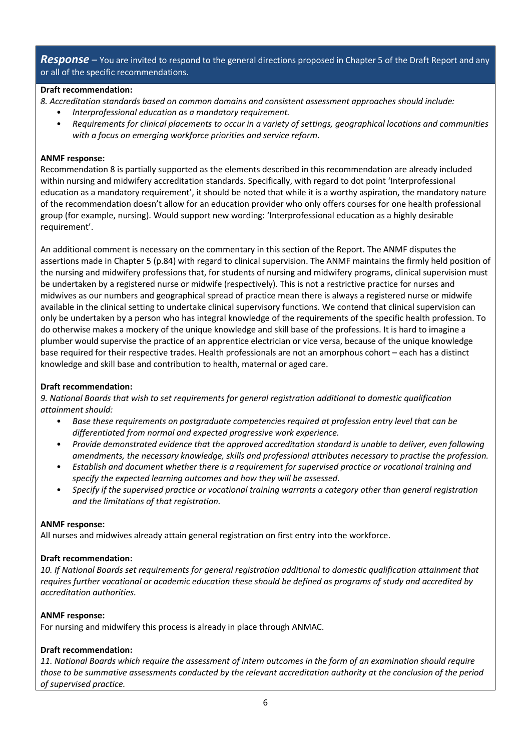***Response*** – You are invited to respond to the general directions proposed in Chapter 5 of the Draft Report and any or all of the specific recommendations.

**Draft recommendation:**

*8. Accreditation standards based on common domains and consistent assessment approaches should include:*

- *Interprofessional education as a mandatory requirement.*
- *Requirements for clinical placements to occur in a variety of settings, geographical locations and communities with a focus on emerging workforce priorities and service reform.*

**ANMF response:**

Recommendation 8 is partially supported as the elements described in this recommendation are already included within nursing and midwifery accreditation standards. Specifically, with regard to dot point 'Interprofessional education as a mandatory requirement', it should be noted that while it is a worthy aspiration, the mandatory nature of the recommendation doesn't allow for an education provider who only offers courses for one health professional group (for example, nursing). Would support new wording: 'Interprofessional education as a highly desirable requirement'.

An additional comment is necessary on the commentary in this section of the Report. The ANMF disputes the assertions made in Chapter 5 (p.84) with regard to clinical supervision. The ANMF maintains the firmly held position of the nursing and midwifery professions that, for students of nursing and midwifery programs, clinical supervision must be undertaken by a registered nurse or midwife (respectively). This is not a restrictive practice for nurses and midwives as our numbers and geographical spread of practice mean there is always a registered nurse or midwife available in the clinical setting to undertake clinical supervisory functions. We contend that clinical supervision can only be undertaken by a person who has integral knowledge of the requirements of the specific health profession. To do otherwise makes a mockery of the unique knowledge and skill base of the professions. It is hard to imagine a plumber would supervise the practice of an apprentice electrician or vice versa, because of the unique knowledge base required for their respective trades. Health professionals are not an amorphous cohort – each has a distinct knowledge and skill base and contribution to health, maternal or aged care.

**Draft recommendation:**

*9. National Boards that wish to set requirements for general registration additional to domestic qualification attainment should:*

- *Base these requirements on postgraduate competencies required at profession entry level that can be differentiated from normal and expected progressive work experience.*
- *Provide demonstrated evidence that the approved accreditation standard is unable to deliver, even following amendments, the necessary knowledge, skills and professional attributes necessary to practise the profession.*
- *Establish and document whether there is a requirement for supervised practice or vocational training and specify the expected learning outcomes and how they will be assessed.*
- *Specify if the supervised practice or vocational training warrants a category other than general registration and the limitations of that registration.*

**ANMF response:**

All nurses and midwives already attain general registration on first entry into the workforce.

**Draft recommendation:**

*10. If National Boards set requirements for general registration additional to domestic qualification attainment that requires further vocational or academic education these should be defined as programs of study and accredited by accreditation authorities.*

**ANMF response:**

For nursing and midwifery this process is already in place through ANMAC.

**Draft recommendation:**

*11. National Boards which require the assessment of intern outcomes in the form of an examination should require those to be summative assessments conducted by the relevant accreditation authority at the conclusion of the period of supervised practice.*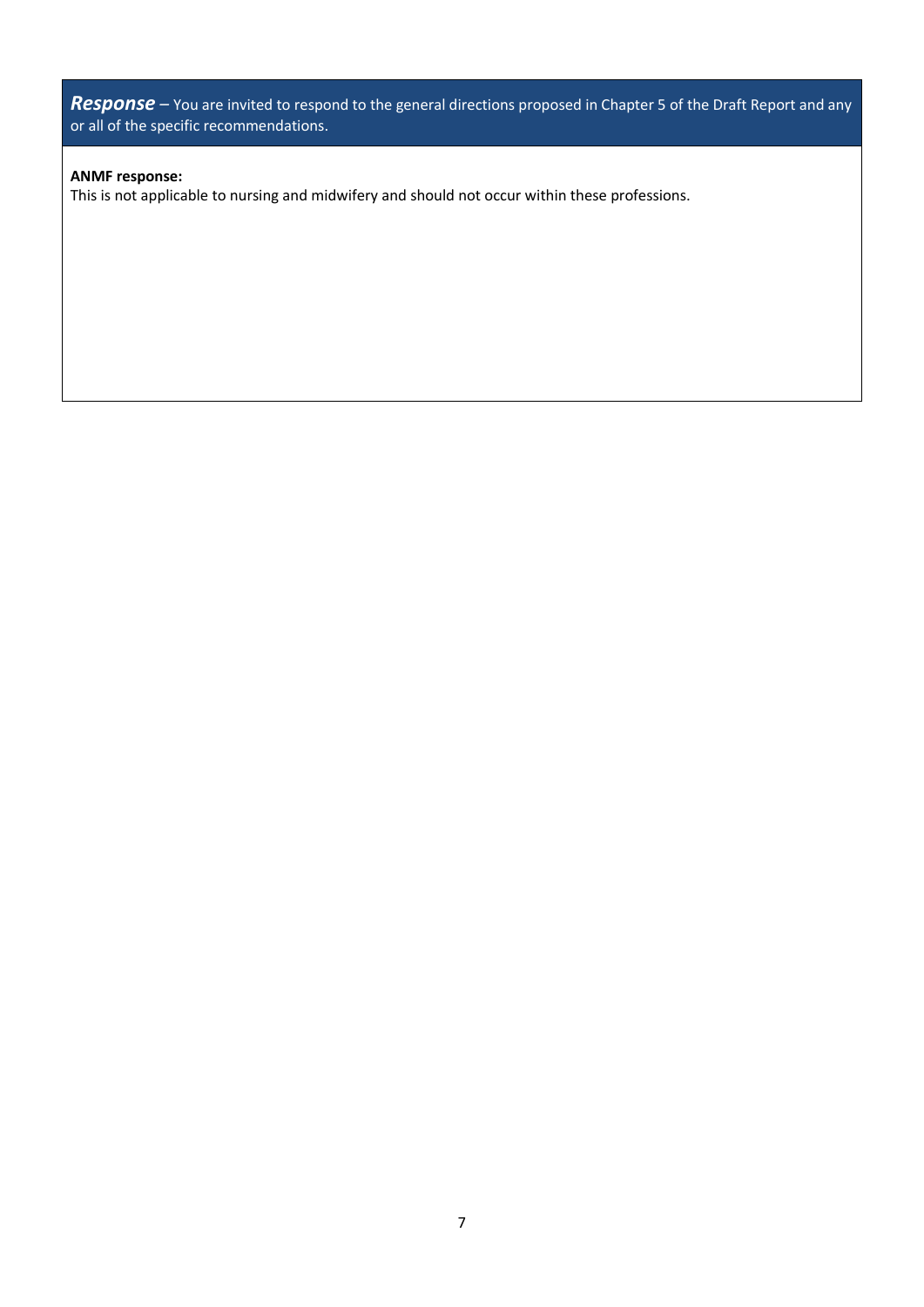***Response*** – You are invited to respond to the general directions proposed in Chapter 5 of the Draft Report and any or all of the specific recommendations.

**ANMF response:**

This is not applicable to nursing and midwifery and should not occur within these professions.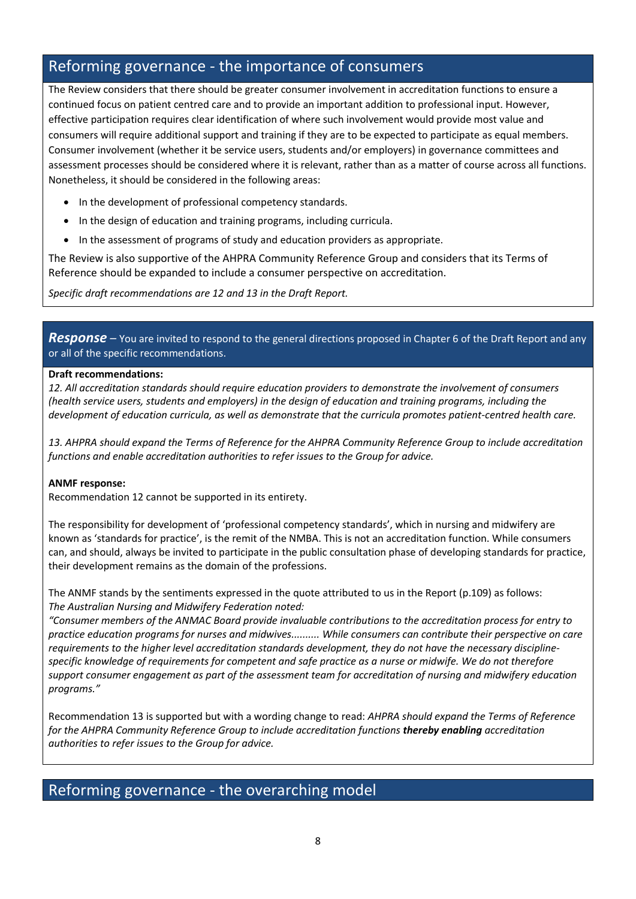## Reforming governance - the importance of consumers

The Review considers that there should be greater consumer involvement in accreditation functions to ensure a continued focus on patient centred care and to provide an important addition to professional input. However, effective participation requires clear identification of where such involvement would provide most value and consumers will require additional support and training if they are to be expected to participate as equal members. Consumer involvement (whether it be service users, students and/or employers) in governance committees and assessment processes should be considered where it is relevant, rather than as a matter of course across all functions. Nonetheless, it should be considered in the following areas:

- In the development of professional competency standards.
- In the design of education and training programs, including curricula.
- In the assessment of programs of study and education providers as appropriate.

The Review is also supportive of the AHPRA Community Reference Group and considers that its Terms of Reference should be expanded to include a consumer perspective on accreditation.

*Specific draft recommendations are 12 and 13 in the Draft Report.*

***Response*** – You are invited to respond to the general directions proposed in Chapter 6 of the Draft Report and any or all of the specific recommendations.

**Draft recommendations:**

*12. All accreditation standards should require education providers to demonstrate the involvement of consumers (health service users, students and employers) in the design of education and training programs, including the development of education curricula, as well as demonstrate that the curricula promotes patient-centred health care.*

*13. AHPRA should expand the Terms of Reference for the AHPRA Community Reference Group to include accreditation functions and enable accreditation authorities to refer issues to the Group for advice.*

**ANMF response:**

Recommendation 12 cannot be supported in its entirety.

The responsibility for development of 'professional competency standards', which in nursing and midwifery are known as 'standards for practice', is the remit of the NMBA. This is not an accreditation function. While consumers can, and should, always be invited to participate in the public consultation phase of developing standards for practice, their development remains as the domain of the professions.

The ANMF stands by the sentiments expressed in the quote attributed to us in the Report (p.109) as follows:
*The Australian Nursing and Midwifery Federation noted:*
*"Consumer members of the ANMAC Board provide invaluable contributions to the accreditation process for entry to practice education programs for nurses and midwives.......... While consumers can contribute their perspective on care requirements to the higher level accreditation standards development, they do not have the necessary discipline-specific knowledge of requirements for competent and safe practice as a nurse or midwife. We do not therefore support consumer engagement as part of the assessment team for accreditation of nursing and midwifery education programs."*

Recommendation 13 is supported but with a wording change to read: *AHPRA should expand the Terms of Reference for the AHPRA Community Reference Group to include accreditation functions **thereby enabling** accreditation authorities to refer issues to the Group for advice.*

## Reforming governance - the overarching model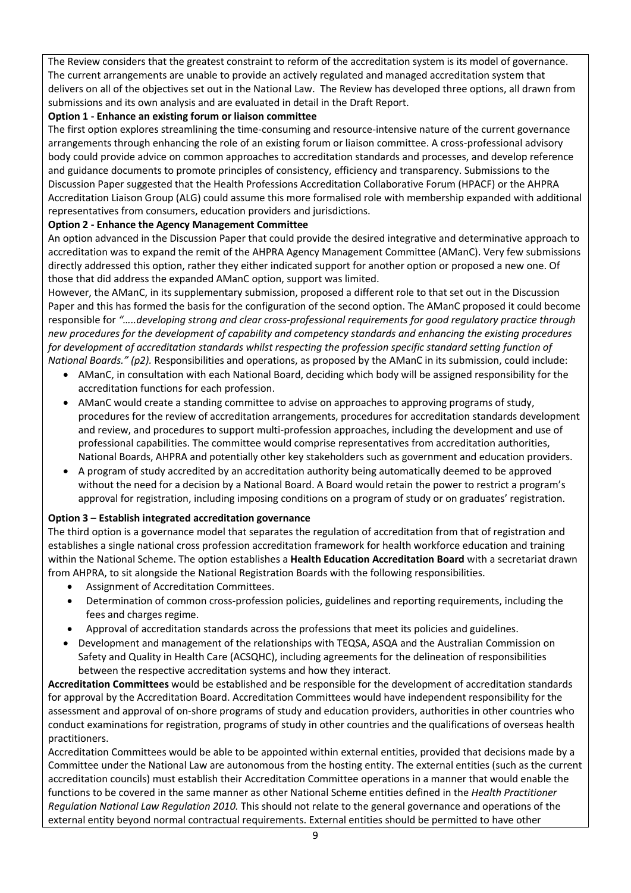The Review considers that the greatest constraint to reform of the accreditation system is its model of governance. The current arrangements are unable to provide an actively regulated and managed accreditation system that delivers on all of the objectives set out in the National Law. The Review has developed three options, all drawn from submissions and its own analysis and are evaluated in detail in the Draft Report.

**Option 1 - Enhance an existing forum or liaison committee**

The first option explores streamlining the time-consuming and resource-intensive nature of the current governance arrangements through enhancing the role of an existing forum or liaison committee. A cross-professional advisory body could provide advice on common approaches to accreditation standards and processes, and develop reference and guidance documents to promote principles of consistency, efficiency and transparency. Submissions to the Discussion Paper suggested that the Health Professions Accreditation Collaborative Forum (HPACF) or the AHPRA Accreditation Liaison Group (ALG) could assume this more formalised role with membership expanded with additional representatives from consumers, education providers and jurisdictions.

**Option 2 - Enhance the Agency Management Committee**

An option advanced in the Discussion Paper that could provide the desired integrative and determinative approach to accreditation was to expand the remit of the AHPRA Agency Management Committee (AManC). Very few submissions directly addressed this option, rather they either indicated support for another option or proposed a new one. Of those that did address the expanded AManC option, support was limited.

However, the AManC, in its supplementary submission, proposed a different role to that set out in the Discussion Paper and this has formed the basis for the configuration of the second option. The AManC proposed it could become responsible for *"…..developing strong and clear cross-professional requirements for good regulatory practice through new procedures for the development of capability and competency standards and enhancing the existing procedures for development of accreditation standards whilst respecting the profession specific standard setting function of National Boards." (p2).* Responsibilities and operations, as proposed by the AManC in its submission, could include:

- AManC, in consultation with each National Board, deciding which body will be assigned responsibility for the accreditation functions for each profession.
- AManC would create a standing committee to advise on approaches to approving programs of study, procedures for the review of accreditation arrangements, procedures for accreditation standards development and review, and procedures to support multi-profession approaches, including the development and use of professional capabilities. The committee would comprise representatives from accreditation authorities, National Boards, AHPRA and potentially other key stakeholders such as government and education providers.
- A program of study accredited by an accreditation authority being automatically deemed to be approved without the need for a decision by a National Board. A Board would retain the power to restrict a program's approval for registration, including imposing conditions on a program of study or on graduates' registration.

**Option 3 – Establish integrated accreditation governance**

The third option is a governance model that separates the regulation of accreditation from that of registration and establishes a single national cross profession accreditation framework for health workforce education and training within the National Scheme. The option establishes a **Health Education Accreditation Board** with a secretariat drawn from AHPRA, to sit alongside the National Registration Boards with the following responsibilities.

- Assignment of Accreditation Committees.
- Determination of common cross-profession policies, guidelines and reporting requirements, including the fees and charges regime.
- Approval of accreditation standards across the professions that meet its policies and guidelines.
- Development and management of the relationships with TEQSA, ASQA and the Australian Commission on Safety and Quality in Health Care (ACSQHC), including agreements for the delineation of responsibilities between the respective accreditation systems and how they interact.

**Accreditation Committees** would be established and be responsible for the development of accreditation standards for approval by the Accreditation Board. Accreditation Committees would have independent responsibility for the assessment and approval of on-shore programs of study and education providers, authorities in other countries who conduct examinations for registration, programs of study in other countries and the qualifications of overseas health practitioners.

Accreditation Committees would be able to be appointed within external entities, provided that decisions made by a Committee under the National Law are autonomous from the hosting entity. The external entities (such as the current accreditation councils) must establish their Accreditation Committee operations in a manner that would enable the functions to be covered in the same manner as other National Scheme entities defined in the *Health Practitioner Regulation National Law Regulation 2010.* This should not relate to the general governance and operations of the external entity beyond normal contractual requirements. External entities should be permitted to have other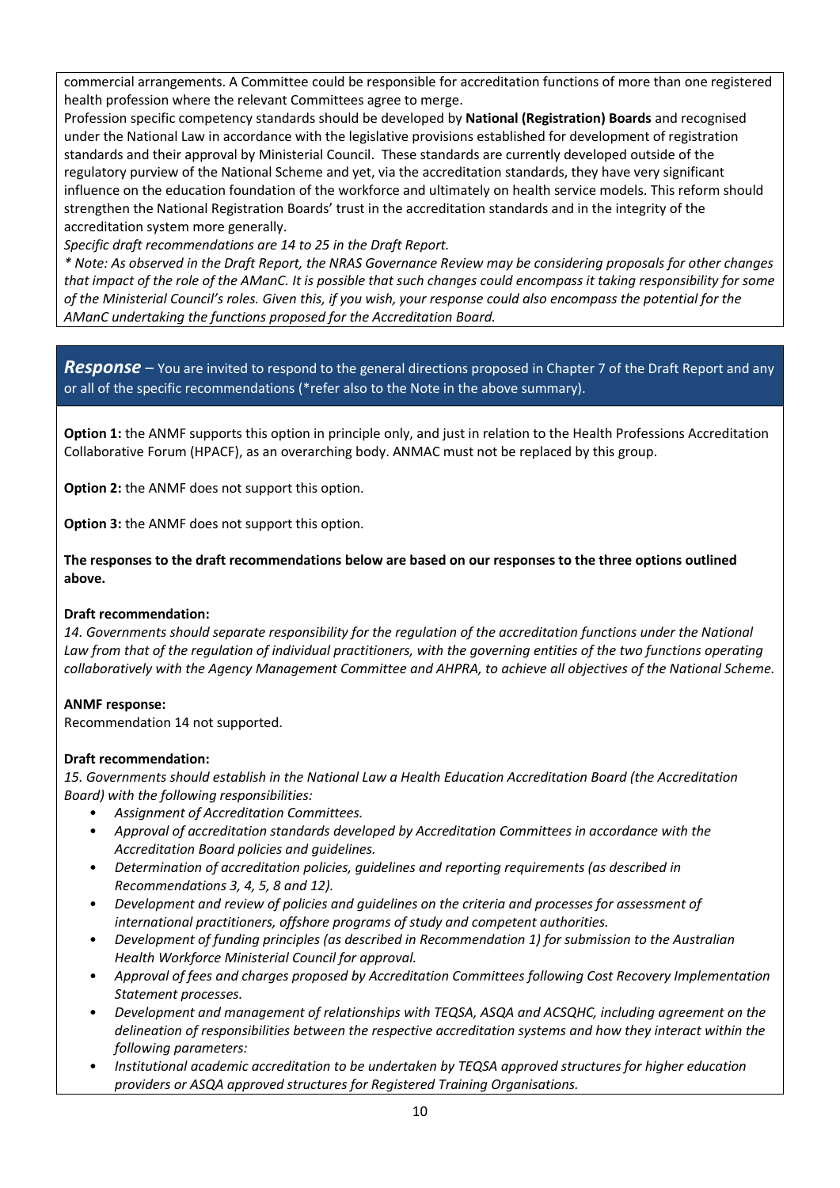commercial arrangements. A Committee could be responsible for accreditation functions of more than one registered health profession where the relevant Committees agree to merge.

Profession specific competency standards should be developed by **National (Registration) Boards** and recognised under the National Law in accordance with the legislative provisions established for development of registration standards and their approval by Ministerial Council. These standards are currently developed outside of the regulatory purview of the National Scheme and yet, via the accreditation standards, they have very significant influence on the education foundation of the workforce and ultimately on health service models. This reform should strengthen the National Registration Boards' trust in the accreditation standards and in the integrity of the accreditation system more generally.

*Specific draft recommendations are 14 to 25 in the Draft Report.*

*\* Note: As observed in the Draft Report, the NRAS Governance Review may be considering proposals for other changes that impact of the role of the AManC. It is possible that such changes could encompass it taking responsibility for some of the Ministerial Council's roles. Given this, if you wish, your response could also encompass the potential for the AManC undertaking the functions proposed for the Accreditation Board.*

***Response*** – You are invited to respond to the general directions proposed in Chapter 7 of the Draft Report and any or all of the specific recommendations (\*refer also to the Note in the above summary).

**Option 1:** the ANMF supports this option in principle only, and just in relation to the Health Professions Accreditation Collaborative Forum (HPACF), as an overarching body. ANMAC must not be replaced by this group.

**Option 2:** the ANMF does not support this option.

**Option 3:** the ANMF does not support this option.

**The responses to the draft recommendations below are based on our responses to the three options outlined above.**

**Draft recommendation:**

*14. Governments should separate responsibility for the regulation of the accreditation functions under the National Law from that of the regulation of individual practitioners, with the governing entities of the two functions operating collaboratively with the Agency Management Committee and AHPRA, to achieve all objectives of the National Scheme.*

**ANMF response:**

Recommendation 14 not supported.

**Draft recommendation:**

*15. Governments should establish in the National Law a Health Education Accreditation Board (the Accreditation Board) with the following responsibilities:*

- *Assignment of Accreditation Committees.*
- *Approval of accreditation standards developed by Accreditation Committees in accordance with the Accreditation Board policies and guidelines.*
- *Determination of accreditation policies, guidelines and reporting requirements (as described in Recommendations 3, 4, 5, 8 and 12).*
- *Development and review of policies and guidelines on the criteria and processes for assessment of international practitioners, offshore programs of study and competent authorities.*
- *Development of funding principles (as described in Recommendation 1) for submission to the Australian Health Workforce Ministerial Council for approval.*
- *Approval of fees and charges proposed by Accreditation Committees following Cost Recovery Implementation Statement processes.*
- *Development and management of relationships with TEQSA, ASQA and ACSQHC, including agreement on the delineation of responsibilities between the respective accreditation systems and how they interact within the following parameters:*
- *Institutional academic accreditation to be undertaken by TEQSA approved structures for higher education providers or ASQA approved structures for Registered Training Organisations.*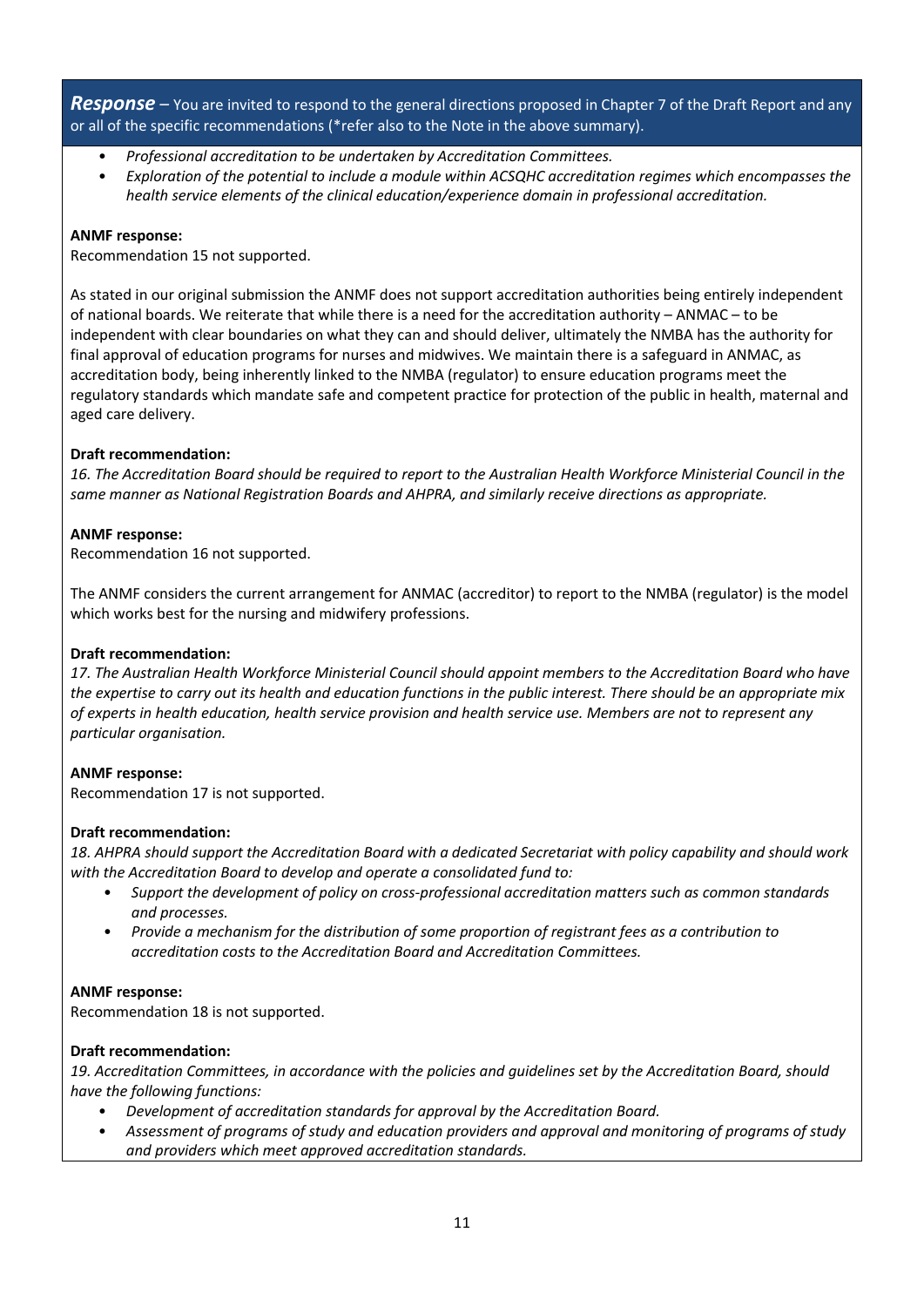***Response*** – You are invited to respond to the general directions proposed in Chapter 7 of the Draft Report and any or all of the specific recommendations (*refer also to the Note in the above summary).

- *Professional accreditation to be undertaken by Accreditation Committees.*
- *Exploration of the potential to include a module within ACSQHC accreditation regimes which encompasses the health service elements of the clinical education/experience domain in professional accreditation.*

**ANMF response:**
Recommendation 15 not supported.

As stated in our original submission the ANMF does not support accreditation authorities being entirely independent of national boards. We reiterate that while there is a need for the accreditation authority – ANMAC – to be independent with clear boundaries on what they can and should deliver, ultimately the NMBA has the authority for final approval of education programs for nurses and midwives. We maintain there is a safeguard in ANMAC, as accreditation body, being inherently linked to the NMBA (regulator) to ensure education programs meet the regulatory standards which mandate safe and competent practice for protection of the public in health, maternal and aged care delivery.

**Draft recommendation:**
*16. The Accreditation Board should be required to report to the Australian Health Workforce Ministerial Council in the same manner as National Registration Boards and AHPRA, and similarly receive directions as appropriate.*

**ANMF response:**
Recommendation 16 not supported.

The ANMF considers the current arrangement for ANMAC (accreditor) to report to the NMBA (regulator) is the model which works best for the nursing and midwifery professions.

**Draft recommendation:**
*17. The Australian Health Workforce Ministerial Council should appoint members to the Accreditation Board who have the expertise to carry out its health and education functions in the public interest. There should be an appropriate mix of experts in health education, health service provision and health service use. Members are not to represent any particular organisation.*

**ANMF response:**
Recommendation 17 is not supported.

**Draft recommendation:**
*18. AHPRA should support the Accreditation Board with a dedicated Secretariat with policy capability and should work with the Accreditation Board to develop and operate a consolidated fund to:*

- *Support the development of policy on cross-professional accreditation matters such as common standards and processes.*
- *Provide a mechanism for the distribution of some proportion of registrant fees as a contribution to accreditation costs to the Accreditation Board and Accreditation Committees.*

**ANMF response:**
Recommendation 18 is not supported.

**Draft recommendation:**
*19. Accreditation Committees, in accordance with the policies and guidelines set by the Accreditation Board, should have the following functions:*

- *Development of accreditation standards for approval by the Accreditation Board.*
- *Assessment of programs of study and education providers and approval and monitoring of programs of study and providers which meet approved accreditation standards.*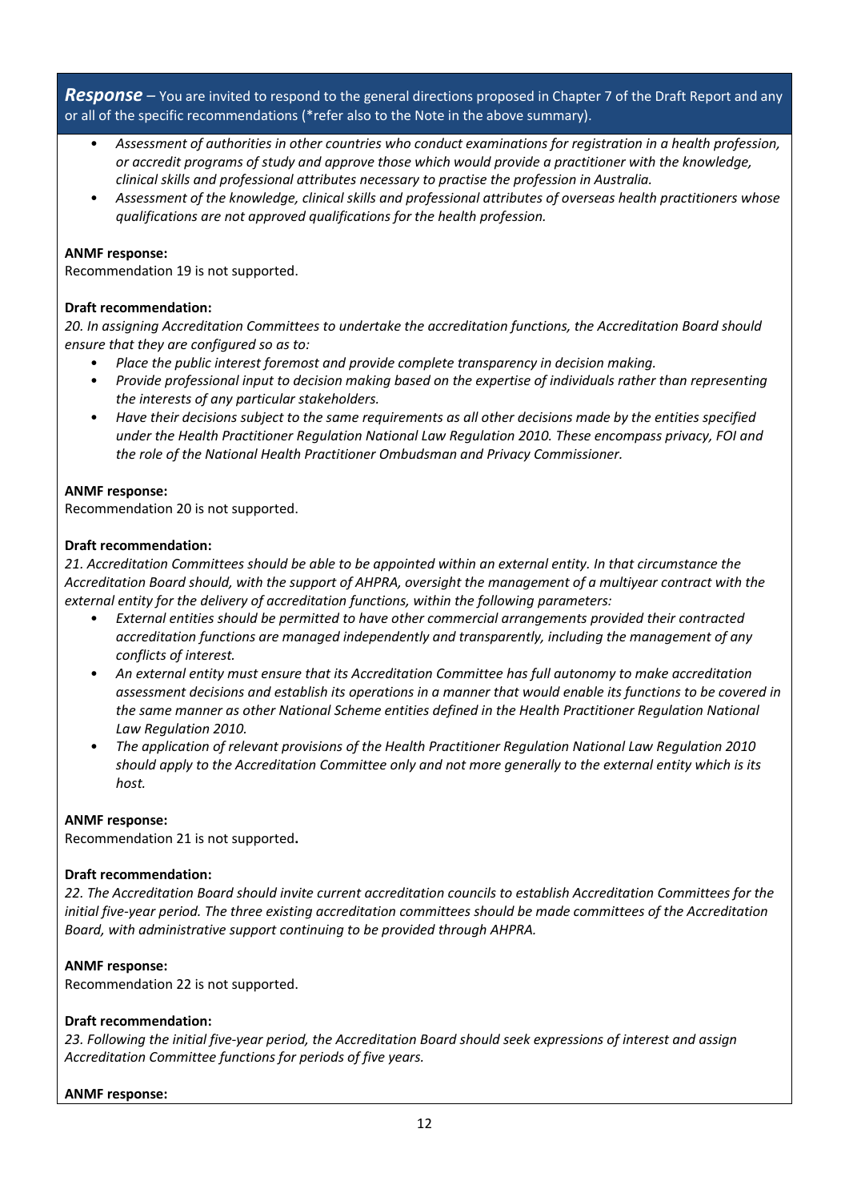***Response*** – You are invited to respond to the general directions proposed in Chapter 7 of the Draft Report and any or all of the specific recommendations (*refer also to the Note in the above summary).

- *Assessment of authorities in other countries who conduct examinations for registration in a health profession, or accredit programs of study and approve those which would provide a practitioner with the knowledge, clinical skills and professional attributes necessary to practise the profession in Australia.*
- *Assessment of the knowledge, clinical skills and professional attributes of overseas health practitioners whose qualifications are not approved qualifications for the health profession.*

**ANMF response:**
Recommendation 19 is not supported.

**Draft recommendation:**
*20. In assigning Accreditation Committees to undertake the accreditation functions, the Accreditation Board should ensure that they are configured so as to:*

- *Place the public interest foremost and provide complete transparency in decision making.*
- *Provide professional input to decision making based on the expertise of individuals rather than representing the interests of any particular stakeholders.*
- *Have their decisions subject to the same requirements as all other decisions made by the entities specified under the Health Practitioner Regulation National Law Regulation 2010. These encompass privacy, FOI and the role of the National Health Practitioner Ombudsman and Privacy Commissioner.*

**ANMF response:**
Recommendation 20 is not supported.

**Draft recommendation:**
*21. Accreditation Committees should be able to be appointed within an external entity. In that circumstance the Accreditation Board should, with the support of AHPRA, oversight the management of a multiyear contract with the external entity for the delivery of accreditation functions, within the following parameters:*

- *External entities should be permitted to have other commercial arrangements provided their contracted accreditation functions are managed independently and transparently, including the management of any conflicts of interest.*
- *An external entity must ensure that its Accreditation Committee has full autonomy to make accreditation assessment decisions and establish its operations in a manner that would enable its functions to be covered in the same manner as other National Scheme entities defined in the Health Practitioner Regulation National Law Regulation 2010.*
- *The application of relevant provisions of the Health Practitioner Regulation National Law Regulation 2010 should apply to the Accreditation Committee only and not more generally to the external entity which is its host.*

**ANMF response:**
Recommendation 21 is not supported**.**

**Draft recommendation:**
*22. The Accreditation Board should invite current accreditation councils to establish Accreditation Committees for the initial five-year period. The three existing accreditation committees should be made committees of the Accreditation Board, with administrative support continuing to be provided through AHPRA.*

**ANMF response:**
Recommendation 22 is not supported.

**Draft recommendation:**
*23. Following the initial five-year period, the Accreditation Board should seek expressions of interest and assign Accreditation Committee functions for periods of five years.*

**ANMF response:**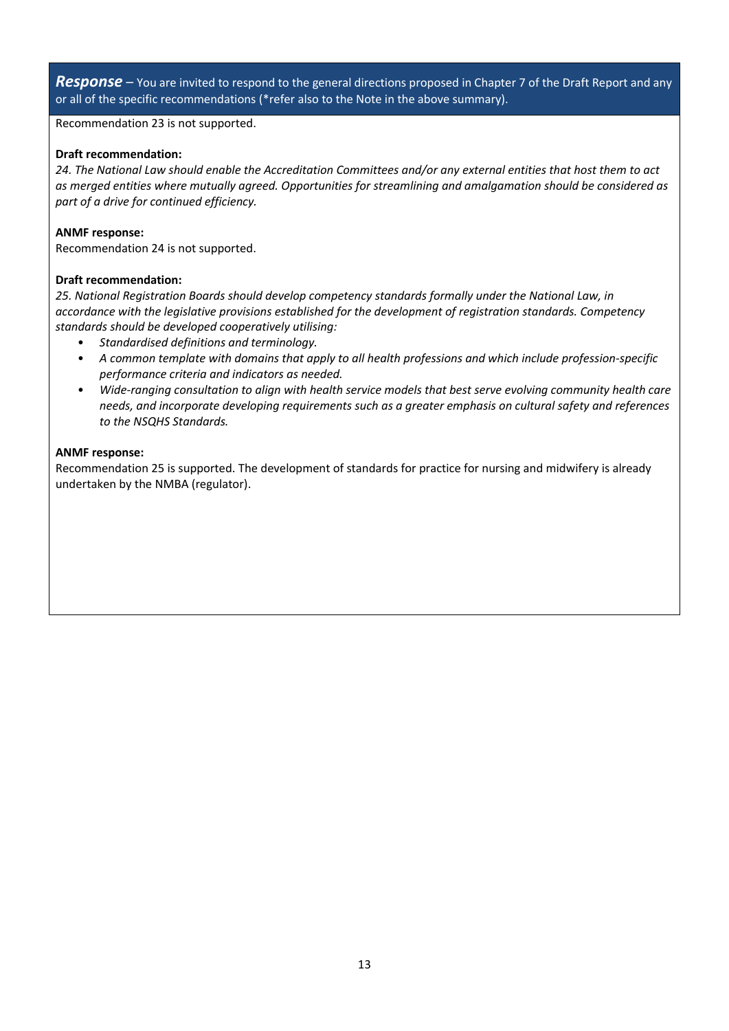***Response*** – You are invited to respond to the general directions proposed in Chapter 7 of the Draft Report and any or all of the specific recommendations (*refer also to the Note in the above summary).

Recommendation 23 is not supported.

**Draft recommendation:**

*24. The National Law should enable the Accreditation Committees and/or any external entities that host them to act as merged entities where mutually agreed. Opportunities for streamlining and amalgamation should be considered as part of a drive for continued efficiency.*

**ANMF response:**

Recommendation 24 is not supported.

**Draft recommendation:**

*25. National Registration Boards should develop competency standards formally under the National Law, in accordance with the legislative provisions established for the development of registration standards. Competency standards should be developed cooperatively utilising:*

- *Standardised definitions and terminology.*
- *A common template with domains that apply to all health professions and which include profession-specific performance criteria and indicators as needed.*
- *Wide-ranging consultation to align with health service models that best serve evolving community health care needs, and incorporate developing requirements such as a greater emphasis on cultural safety and references to the NSQHS Standards.*

**ANMF response:**

Recommendation 25 is supported. The development of standards for practice for nursing and midwifery is already undertaken by the NMBA (regulator).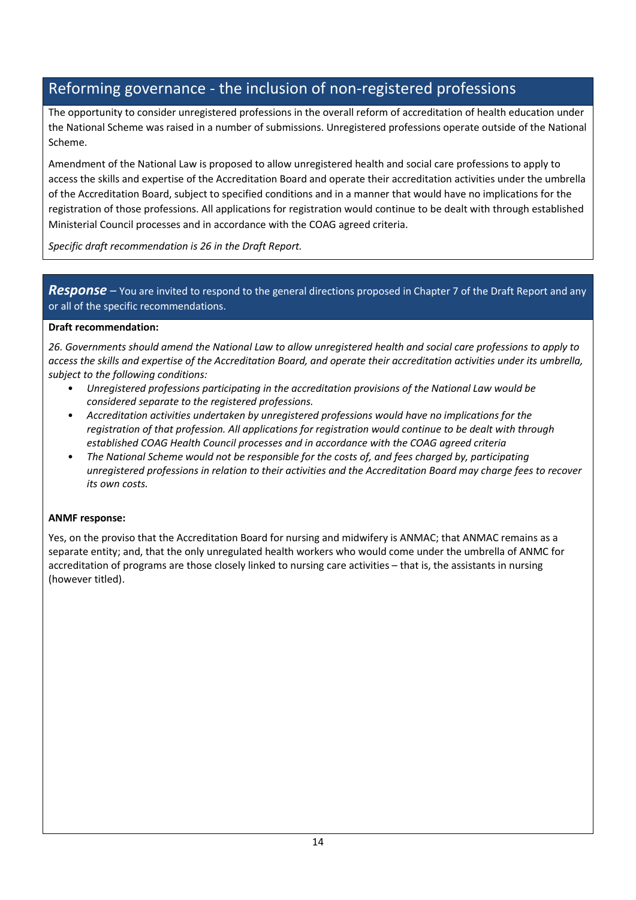## Reforming governance - the inclusion of non-registered professions

The opportunity to consider unregistered professions in the overall reform of accreditation of health education under the National Scheme was raised in a number of submissions. Unregistered professions operate outside of the National Scheme.

Amendment of the National Law is proposed to allow unregistered health and social care professions to apply to access the skills and expertise of the Accreditation Board and operate their accreditation activities under the umbrella of the Accreditation Board, subject to specified conditions and in a manner that would have no implications for the registration of those professions. All applications for registration would continue to be dealt with through established Ministerial Council processes and in accordance with the COAG agreed criteria.

*Specific draft recommendation is 26 in the Draft Report.*

***Response*** – You are invited to respond to the general directions proposed in Chapter 7 of the Draft Report and any or all of the specific recommendations.

**Draft recommendation:**

*26. Governments should amend the National Law to allow unregistered health and social care professions to apply to access the skills and expertise of the Accreditation Board, and operate their accreditation activities under its umbrella, subject to the following conditions:*

- *Unregistered professions participating in the accreditation provisions of the National Law would be considered separate to the registered professions.*
- *Accreditation activities undertaken by unregistered professions would have no implications for the registration of that profession. All applications for registration would continue to be dealt with through established COAG Health Council processes and in accordance with the COAG agreed criteria*
- *The National Scheme would not be responsible for the costs of, and fees charged by, participating unregistered professions in relation to their activities and the Accreditation Board may charge fees to recover its own costs.*

**ANMF response:**

Yes, on the proviso that the Accreditation Board for nursing and midwifery is ANMAC; that ANMAC remains as a separate entity; and, that the only unregulated health workers who would come under the umbrella of ANMC for accreditation of programs are those closely linked to nursing care activities – that is, the assistants in nursing (however titled).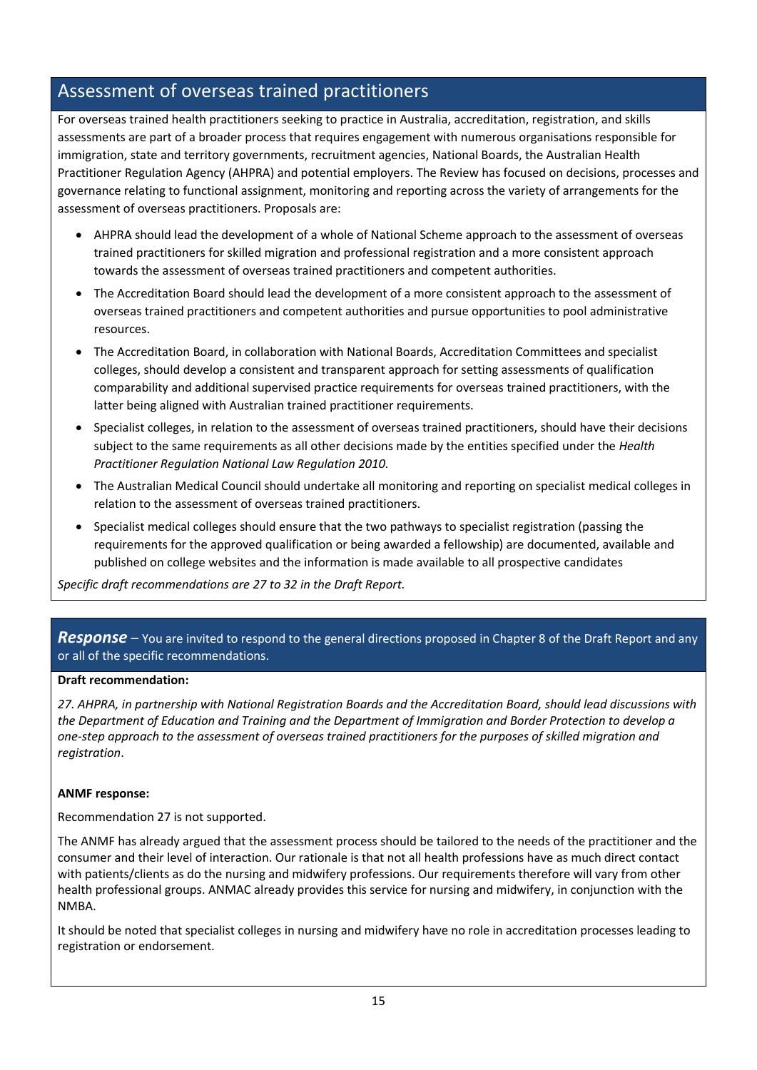## Assessment of overseas trained practitioners

For overseas trained health practitioners seeking to practice in Australia, accreditation, registration, and skills assessments are part of a broader process that requires engagement with numerous organisations responsible for immigration, state and territory governments, recruitment agencies, National Boards, the Australian Health Practitioner Regulation Agency (AHPRA) and potential employers. The Review has focused on decisions, processes and governance relating to functional assignment, monitoring and reporting across the variety of arrangements for the assessment of overseas practitioners. Proposals are:

- AHPRA should lead the development of a whole of National Scheme approach to the assessment of overseas trained practitioners for skilled migration and professional registration and a more consistent approach towards the assessment of overseas trained practitioners and competent authorities.
- The Accreditation Board should lead the development of a more consistent approach to the assessment of overseas trained practitioners and competent authorities and pursue opportunities to pool administrative resources.
- The Accreditation Board, in collaboration with National Boards, Accreditation Committees and specialist colleges, should develop a consistent and transparent approach for setting assessments of qualification comparability and additional supervised practice requirements for overseas trained practitioners, with the latter being aligned with Australian trained practitioner requirements.
- Specialist colleges, in relation to the assessment of overseas trained practitioners, should have their decisions subject to the same requirements as all other decisions made by the entities specified under the *Health Practitioner Regulation National Law Regulation 2010.*
- The Australian Medical Council should undertake all monitoring and reporting on specialist medical colleges in relation to the assessment of overseas trained practitioners.
- Specialist medical colleges should ensure that the two pathways to specialist registration (passing the requirements for the approved qualification or being awarded a fellowship) are documented, available and published on college websites and the information is made available to all prospective candidates

*Specific draft recommendations are 27 to 32 in the Draft Report.*

***Response*** – You are invited to respond to the general directions proposed in Chapter 8 of the Draft Report and any or all of the specific recommendations.

**Draft recommendation:**

*27. AHPRA, in partnership with National Registration Boards and the Accreditation Board, should lead discussions with the Department of Education and Training and the Department of Immigration and Border Protection to develop a one-step approach to the assessment of overseas trained practitioners for the purposes of skilled migration and registration*.

**ANMF response:**

Recommendation 27 is not supported.

The ANMF has already argued that the assessment process should be tailored to the needs of the practitioner and the consumer and their level of interaction. Our rationale is that not all health professions have as much direct contact with patients/clients as do the nursing and midwifery professions. Our requirements therefore will vary from other health professional groups. ANMAC already provides this service for nursing and midwifery, in conjunction with the NMBA.

It should be noted that specialist colleges in nursing and midwifery have no role in accreditation processes leading to registration or endorsement.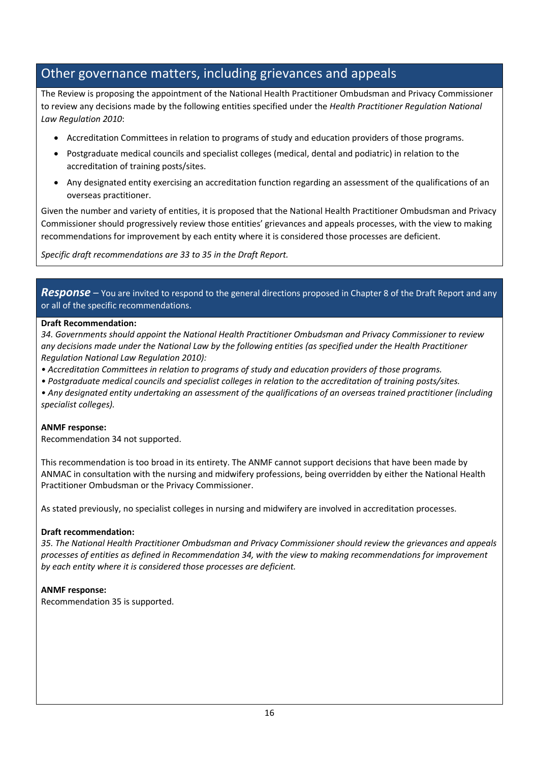## Other governance matters, including grievances and appeals

The Review is proposing the appointment of the National Health Practitioner Ombudsman and Privacy Commissioner to review any decisions made by the following entities specified under the *Health Practitioner Regulation National Law Regulation 2010*:

- Accreditation Committees in relation to programs of study and education providers of those programs.
- Postgraduate medical councils and specialist colleges (medical, dental and podiatric) in relation to the accreditation of training posts/sites.
- Any designated entity exercising an accreditation function regarding an assessment of the qualifications of an overseas practitioner.

Given the number and variety of entities, it is proposed that the National Health Practitioner Ombudsman and Privacy Commissioner should progressively review those entities' grievances and appeals processes, with the view to making recommendations for improvement by each entity where it is considered those processes are deficient.

*Specific draft recommendations are 33 to 35 in the Draft Report.*

## ***Response*** – You are invited to respond to the general directions proposed in Chapter 8 of the Draft Report and any or all of the specific recommendations.

**Draft Recommendation:**

*34. Governments should appoint the National Health Practitioner Ombudsman and Privacy Commissioner to review any decisions made under the National Law by the following entities (as specified under the Health Practitioner Regulation National Law Regulation 2010):*

*• Accreditation Committees in relation to programs of study and education providers of those programs.*

*• Postgraduate medical councils and specialist colleges in relation to the accreditation of training posts/sites.*

*• Any designated entity undertaking an assessment of the qualifications of an overseas trained practitioner (including specialist colleges).*

**ANMF response:**

Recommendation 34 not supported.

This recommendation is too broad in its entirety. The ANMF cannot support decisions that have been made by ANMAC in consultation with the nursing and midwifery professions, being overridden by either the National Health Practitioner Ombudsman or the Privacy Commissioner.

As stated previously, no specialist colleges in nursing and midwifery are involved in accreditation processes.

**Draft recommendation:**

*35. The National Health Practitioner Ombudsman and Privacy Commissioner should review the grievances and appeals processes of entities as defined in Recommendation 34, with the view to making recommendations for improvement by each entity where it is considered those processes are deficient.*

**ANMF response:**

Recommendation 35 is supported.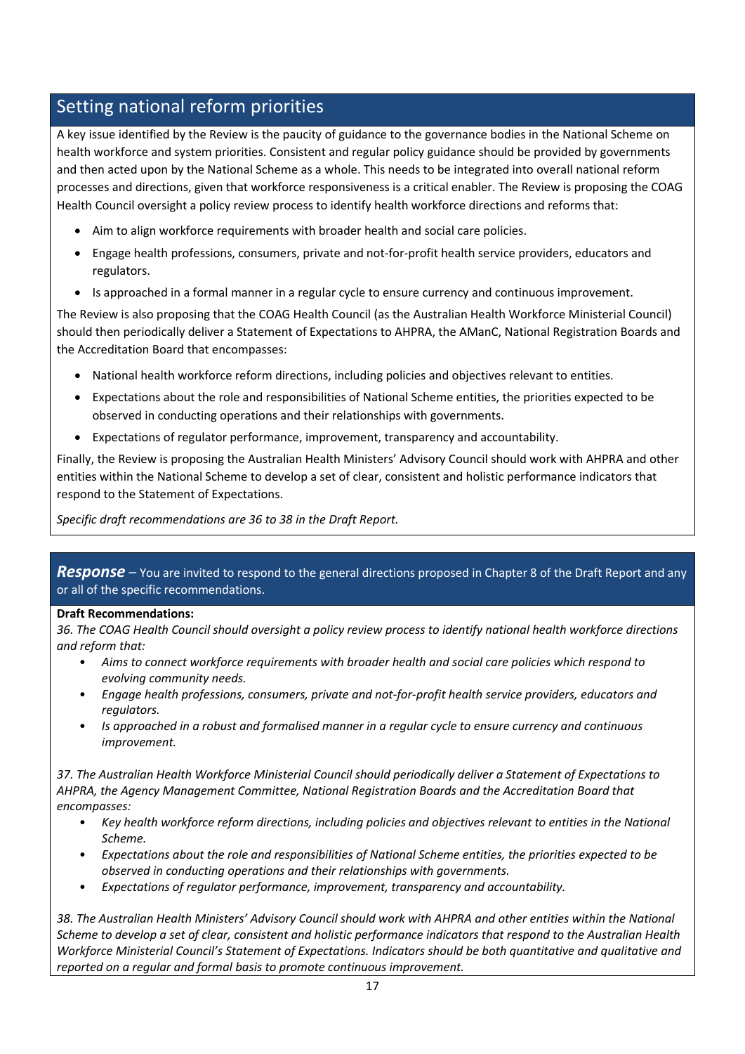## Setting national reform priorities

A key issue identified by the Review is the paucity of guidance to the governance bodies in the National Scheme on health workforce and system priorities. Consistent and regular policy guidance should be provided by governments and then acted upon by the National Scheme as a whole. This needs to be integrated into overall national reform processes and directions, given that workforce responsiveness is a critical enabler. The Review is proposing the COAG Health Council oversight a policy review process to identify health workforce directions and reforms that:

- Aim to align workforce requirements with broader health and social care policies.
- Engage health professions, consumers, private and not-for-profit health service providers, educators and regulators.
- Is approached in a formal manner in a regular cycle to ensure currency and continuous improvement.

The Review is also proposing that the COAG Health Council (as the Australian Health Workforce Ministerial Council) should then periodically deliver a Statement of Expectations to AHPRA, the AManC, National Registration Boards and the Accreditation Board that encompasses:

- National health workforce reform directions, including policies and objectives relevant to entities.
- Expectations about the role and responsibilities of National Scheme entities, the priorities expected to be observed in conducting operations and their relationships with governments.
- Expectations of regulator performance, improvement, transparency and accountability.

Finally, the Review is proposing the Australian Health Ministers' Advisory Council should work with AHPRA and other entities within the National Scheme to develop a set of clear, consistent and holistic performance indicators that respond to the Statement of Expectations.

*Specific draft recommendations are 36 to 38 in the Draft Report.*

***Response*** – You are invited to respond to the general directions proposed in Chapter 8 of the Draft Report and any or all of the specific recommendations.

**Draft Recommendations:**

*36. The COAG Health Council should oversight a policy review process to identify national health workforce directions and reform that:*

- *Aims to connect workforce requirements with broader health and social care policies which respond to evolving community needs.*
- *Engage health professions, consumers, private and not-for-profit health service providers, educators and regulators.*
- *Is approached in a robust and formalised manner in a regular cycle to ensure currency and continuous improvement.*

*37. The Australian Health Workforce Ministerial Council should periodically deliver a Statement of Expectations to AHPRA, the Agency Management Committee, National Registration Boards and the Accreditation Board that encompasses:*

- *Key health workforce reform directions, including policies and objectives relevant to entities in the National Scheme.*
- *Expectations about the role and responsibilities of National Scheme entities, the priorities expected to be observed in conducting operations and their relationships with governments.*
- *Expectations of regulator performance, improvement, transparency and accountability.*

*38. The Australian Health Ministers' Advisory Council should work with AHPRA and other entities within the National Scheme to develop a set of clear, consistent and holistic performance indicators that respond to the Australian Health Workforce Ministerial Council's Statement of Expectations. Indicators should be both quantitative and qualitative and reported on a regular and formal basis to promote continuous improvement.*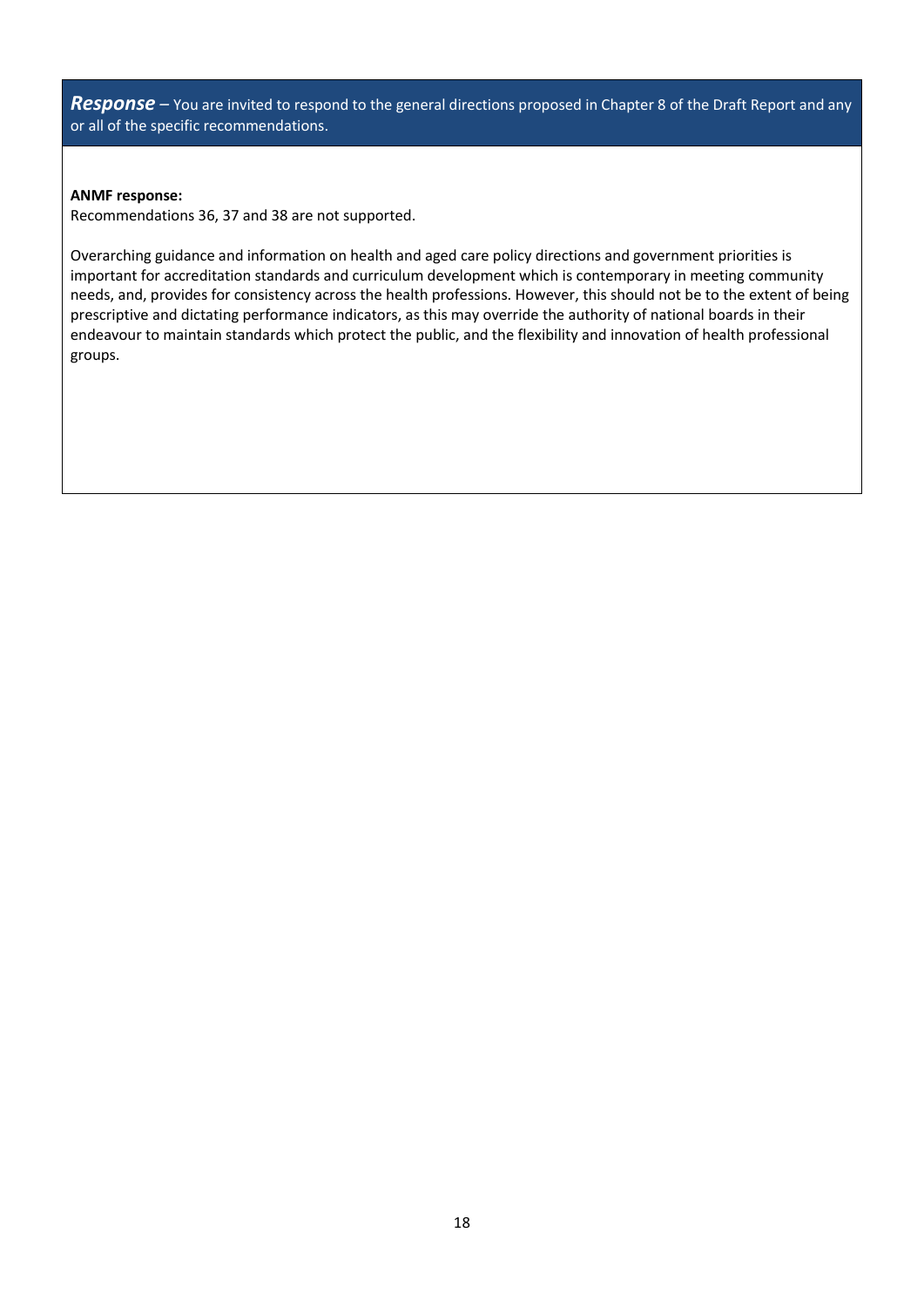***Response*** – You are invited to respond to the general directions proposed in Chapter 8 of the Draft Report and any or all of the specific recommendations.

**ANMF response:**
Recommendations 36, 37 and 38 are not supported.

Overarching guidance and information on health and aged care policy directions and government priorities is important for accreditation standards and curriculum development which is contemporary in meeting community needs, and, provides for consistency across the health professions. However, this should not be to the extent of being prescriptive and dictating performance indicators, as this may override the authority of national boards in their endeavour to maintain standards which protect the public, and the flexibility and innovation of health professional groups.